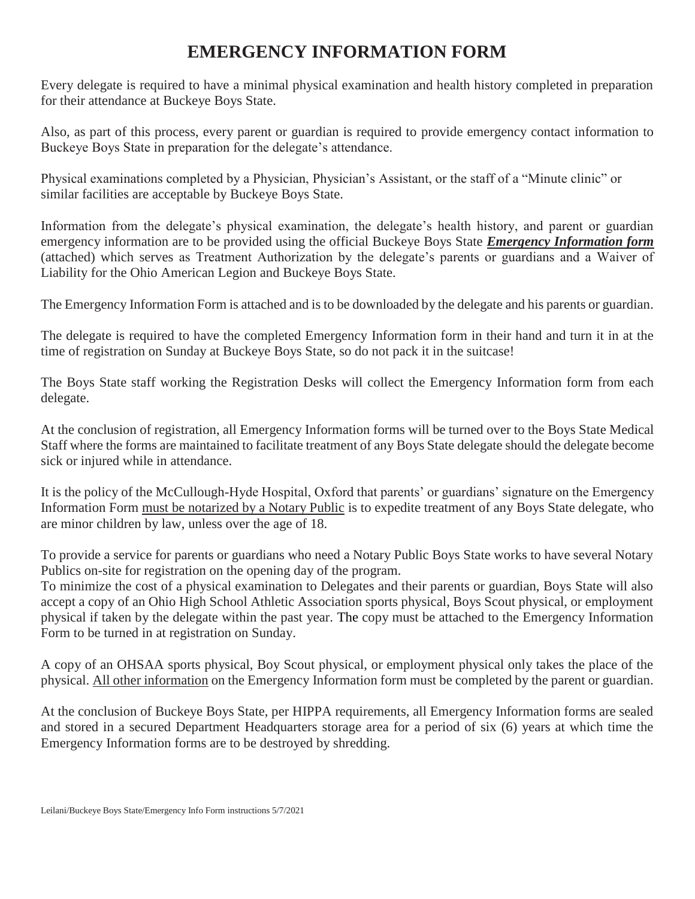# EMERGENCY INFORMATION FORM

Every delegate is required to have a minimal physical examination and health history completed in preparation for their attendance at Buckeye Boys State.

Also, as part of this process, every parent or guardian is required to provide emergency contact information to Buckeye Boys State in preparation for the delegate's attendance.

Physical examinations completed by a Physician, Physician's Assistant, or the staff of a "Minute clinic" or similar facilities are acceptable by Buckeye Boys State.

Information from the delegate's physical examination, the delegate's health history, and parent or guardian emergency information are to be provided using the official Buckeye Boys State ***Emergency Information form*** (attached) which serves as Treatment Authorization by the delegate's parents or guardians and a Waiver of Liability for the Ohio American Legion and Buckeye Boys State.

The Emergency Information Form is attached and is to be downloaded by the delegate and his parents or guardian.

The delegate is required to have the completed Emergency Information form in their hand and turn it in at the time of registration on Sunday at Buckeye Boys State, so do not pack it in the suitcase!

The Boys State staff working the Registration Desks will collect the Emergency Information form from each delegate.

At the conclusion of registration, all Emergency Information forms will be turned over to the Boys State Medical Staff where the forms are maintained to facilitate treatment of any Boys State delegate should the delegate become sick or injured while in attendance.

It is the policy of the McCullough-Hyde Hospital, Oxford that parents' or guardians' signature on the Emergency Information Form must be notarized by a Notary Public is to expedite treatment of any Boys State delegate, who are minor children by law, unless over the age of 18.

To provide a service for parents or guardians who need a Notary Public Boys State works to have several Notary Publics on-site for registration on the opening day of the program.

To minimize the cost of a physical examination to Delegates and their parents or guardian, Boys State will also accept a copy of an Ohio High School Athletic Association sports physical, Boys Scout physical, or employment physical if taken by the delegate within the past year. The copy must be attached to the Emergency Information Form to be turned in at registration on Sunday.

A copy of an OHSAA sports physical, Boy Scout physical, or employment physical only takes the place of the physical. All other information on the Emergency Information form must be completed by the parent or guardian.

At the conclusion of Buckeye Boys State, per HIPPA requirements, all Emergency Information forms are sealed and stored in a secured Department Headquarters storage area for a period of six (6) years at which time the Emergency Information forms are to be destroyed by shredding.

Leilani/Buckeye Boys State/Emergency Info Form instructions 5/7/2021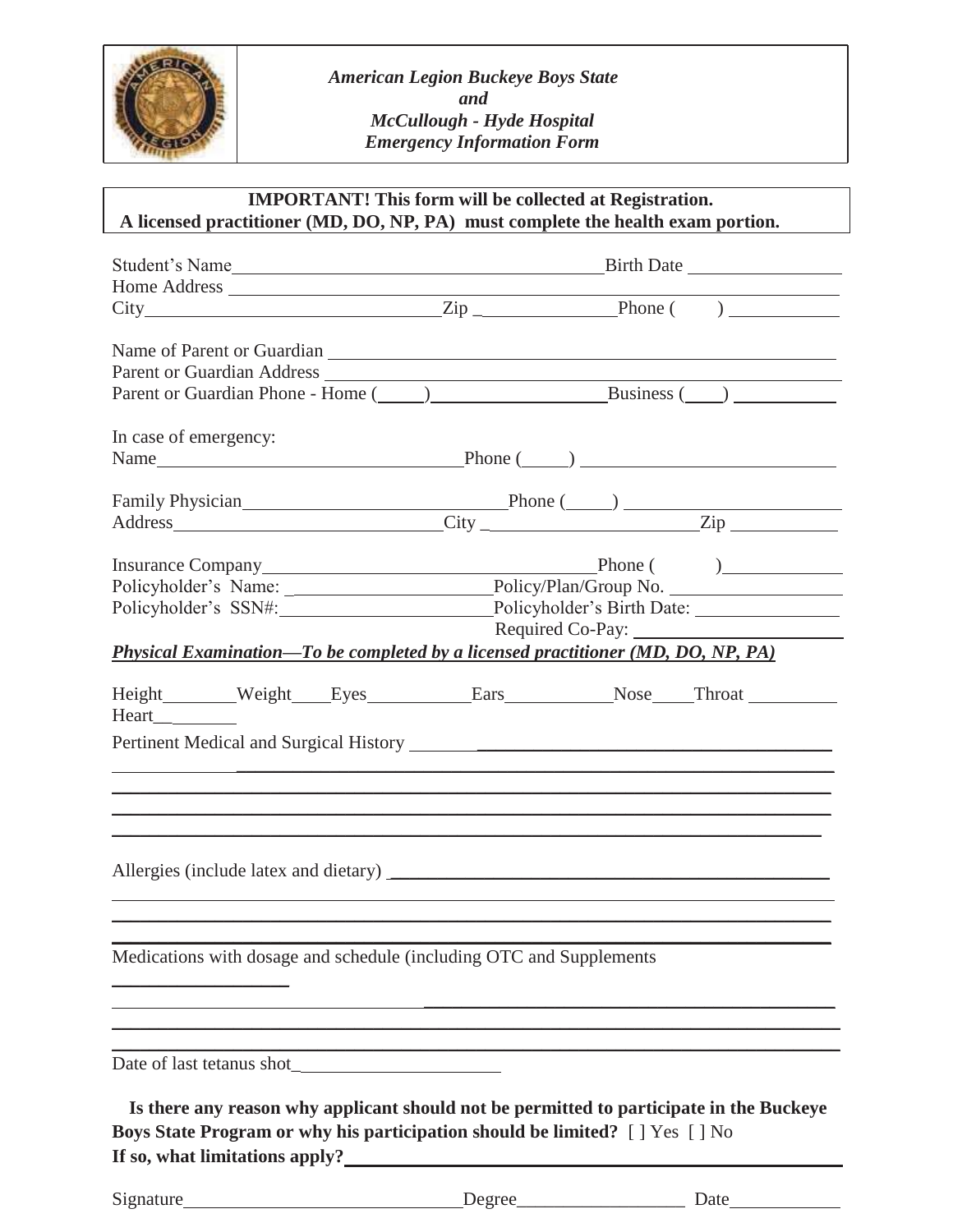*American Legion Buckeye Boys State*
*and*
*McCullough - Hyde Hospital*
*Emergency Information Form*

**IMPORTANT! This form will be collected at Registration.**
**A licensed practitioner (MD, DO, NP, PA) must complete the health exam portion.**

Student's Name_______________________________________ Birth Date ________________
Home Address ___________________________________________________________________
City______________________________ Zip ______________ Phone (     ) ___________

Name of Parent or Guardian _______________________________________________________
Parent or Guardian Address _______________________________________________________
Parent or Guardian Phone - Home (_____)__________________ Business (____) __________

In case of emergency:
Name________________________________ Phone (_____) __________________________

Family Physician___________________________ Phone (_____) ______________________
Address____________________________ City _____________________ Zip ___________

Insurance Company___________________________________ Phone (        )____________
Policyholder's Name: _____________________ Policy/Plan/Group No. __________________
Policyholder's SSN#:_____________________ Policyholder's Birth Date: _______________
Required Co-Pay: _____________________

***Physical Examination—To be completed by a licensed practitioner (MD, DO, NP, PA)***

Height________ Weight____ Eyes___________ Ears___________ Nose____ Throat _________
Heart__________

Pertinent Medical and Surgical History _______________________________________________
_____________________________________________________________________________
_____________________________________________________________________________
_____________________________________________________________________________
_____________________________________________________________________________

Allergies (include latex and dietary) ____________________________________________
_____________________________________________________________________________
_____________________________________________________________________________
_____________________________________________________________________________

Medications with dosage and schedule (including OTC and Supplements
__________________
_____________________________________________________________________________
_____________________________________________________________________________
_____________________________________________________________________________

Date of last tetanus shot_____________________

**Is there any reason why applicant should not be permitted to participate in the Buckeye Boys State Program or why his participation should be limited?** [ ] Yes [ ] No
**If so, what limitations apply?**_____________________________________________

Signature_____________________________ Degree__________________ Date____________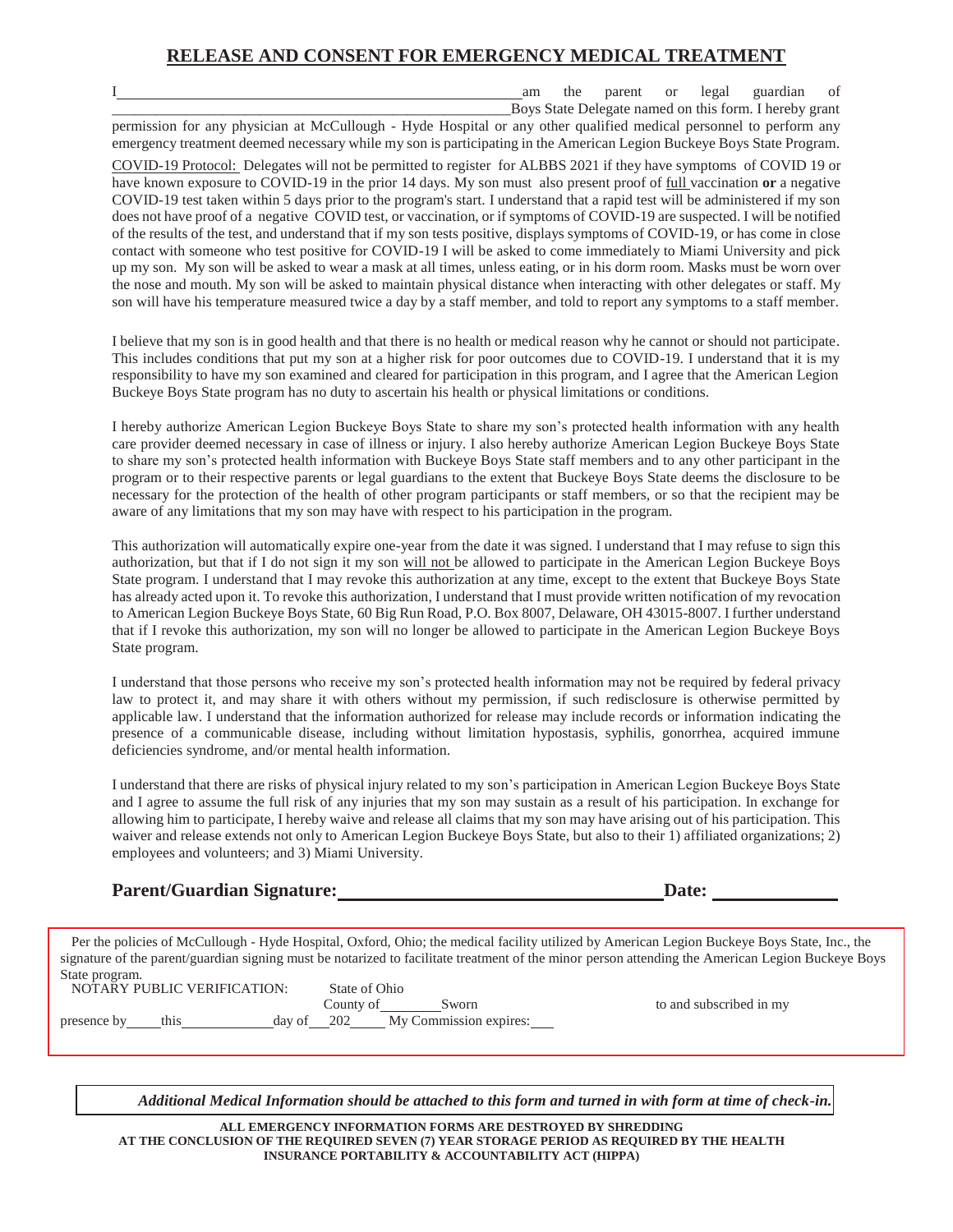# RELEASE AND CONSENT FOR EMERGENCY MEDICAL TREATMENT

I ______________________________________________ am the parent or legal guardian of ______________________________________________ Boys State Delegate named on this form. I hereby grant permission for any physician at McCullough - Hyde Hospital or any other qualified medical personnel to perform any emergency treatment deemed necessary while my son is participating in the American Legion Buckeye Boys State Program.

COVID-19 Protocol: Delegates will not be permitted to register for ALBBS 2021 if they have symptoms of COVID 19 or have known exposure to COVID-19 in the prior 14 days. My son must also present proof of full vaccination **or** a negative COVID-19 test taken within 5 days prior to the program's start. I understand that a rapid test will be administered if my son does not have proof of a negative COVID test, or vaccination, or if symptoms of COVID-19 are suspected. I will be notified of the results of the test, and understand that if my son tests positive, displays symptoms of COVID-19, or has come in close contact with someone who test positive for COVID-19 I will be asked to come immediately to Miami University and pick up my son. My son will be asked to wear a mask at all times, unless eating, or in his dorm room. Masks must be worn over the nose and mouth. My son will be asked to maintain physical distance when interacting with other delegates or staff. My son will have his temperature measured twice a day by a staff member, and told to report any symptoms to a staff member.

I believe that my son is in good health and that there is no health or medical reason why he cannot or should not participate. This includes conditions that put my son at a higher risk for poor outcomes due to COVID-19. I understand that it is my responsibility to have my son examined and cleared for participation in this program, and I agree that the American Legion Buckeye Boys State program has no duty to ascertain his health or physical limitations or conditions.

I hereby authorize American Legion Buckeye Boys State to share my son's protected health information with any health care provider deemed necessary in case of illness or injury. I also hereby authorize American Legion Buckeye Boys State to share my son's protected health information with Buckeye Boys State staff members and to any other participant in the program or to their respective parents or legal guardians to the extent that Buckeye Boys State deems the disclosure to be necessary for the protection of the health of other program participants or staff members, or so that the recipient may be aware of any limitations that my son may have with respect to his participation in the program.

This authorization will automatically expire one-year from the date it was signed. I understand that I may refuse to sign this authorization, but that if I do not sign it my son will not be allowed to participate in the American Legion Buckeye Boys State program. I understand that I may revoke this authorization at any time, except to the extent that Buckeye Boys State has already acted upon it. To revoke this authorization, I understand that I must provide written notification of my revocation to American Legion Buckeye Boys State, 60 Big Run Road, P.O. Box 8007, Delaware, OH 43015-8007. I further understand that if I revoke this authorization, my son will no longer be allowed to participate in the American Legion Buckeye Boys State program.

I understand that those persons who receive my son's protected health information may not be required by federal privacy law to protect it, and may share it with others without my permission, if such redisclosure is otherwise permitted by applicable law. I understand that the information authorized for release may include records or information indicating the presence of a communicable disease, including without limitation hypostasis, syphilis, gonorrhea, acquired immune deficiencies syndrome, and/or mental health information.

I understand that there are risks of physical injury related to my son's participation in American Legion Buckeye Boys State and I agree to assume the full risk of any injuries that my son may sustain as a result of his participation. In exchange for allowing him to participate, I hereby waive and release all claims that my son may have arising out of his participation. This waiver and release extends not only to American Legion Buckeye Boys State, but also to their 1) affiliated organizations; 2) employees and volunteers; and 3) Miami University.

**Parent/Guardian Signature:** ______________________________ **Date:** ____________

Per the policies of McCullough - Hyde Hospital, Oxford, Ohio; the medical facility utilized by American Legion Buckeye Boys State, Inc., the signature of the parent/guardian signing must be notarized to facilitate treatment of the minor person attending the American Legion Buckeye Boys State program.

NOTARY PUBLIC VERIFICATION: State of Ohio
County of ________ Sworn to and subscribed in my presence by _____ this ____________ day of ___ 202_____ My Commission expires: ___

*Additional Medical Information should be attached to this form and turned in with form at time of check-in.*

**ALL EMERGENCY INFORMATION FORMS ARE DESTROYED BY SHREDDING AT THE CONCLUSION OF THE REQUIRED SEVEN (7) YEAR STORAGE PERIOD AS REQUIRED BY THE HEALTH INSURANCE PORTABILITY & ACCOUNTABILITY ACT (HIPPA)**